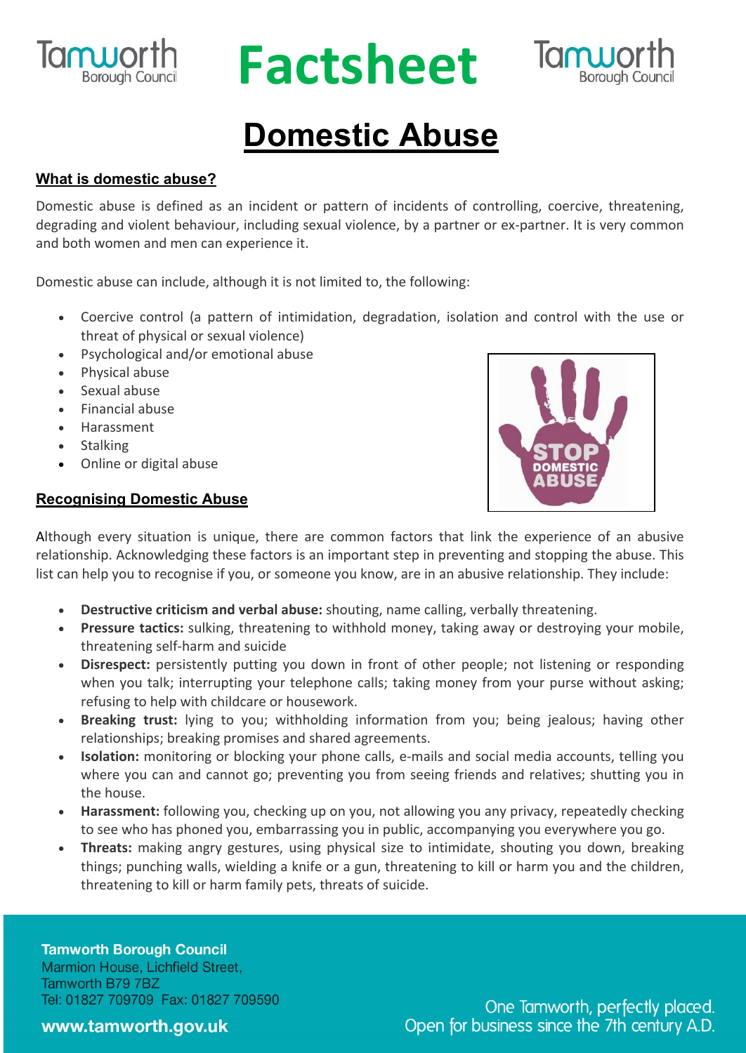# Factsheet

# Domestic Abuse

## What is domestic abuse?

Domestic abuse is defined as an incident or pattern of incidents of controlling, coercive, threatening, degrading and violent behaviour, including sexual violence, by a partner or ex-partner. It is very common and both women and men can experience it.

Domestic abuse can include, although it is not limited to, the following:

- Coercive control (a pattern of intimidation, degradation, isolation and control with the use or threat of physical or sexual violence)
- Psychological and/or emotional abuse
- Physical abuse
- Sexual abuse
- Financial abuse
- Harassment
- Stalking
- Online or digital abuse

## Recognising Domestic Abuse

Although every situation is unique, there are common factors that link the experience of an abusive relationship. Acknowledging these factors is an important step in preventing and stopping the abuse. This list can help you to recognise if you, or someone you know, are in an abusive relationship. They include:

- **Destructive criticism and verbal abuse:** shouting, name calling, verbally threatening.
- **Pressure tactics:** sulking, threatening to withhold money, taking away or destroying your mobile, threatening self-harm and suicide
- **Disrespect:** persistently putting you down in front of other people; not listening or responding when you talk; interrupting your telephone calls; taking money from your purse without asking; refusing to help with childcare or housework.
- **Breaking trust:** lying to you; withholding information from you; being jealous; having other relationships; breaking promises and shared agreements.
- **Isolation:** monitoring or blocking your phone calls, e-mails and social media accounts, telling you where you can and cannot go; preventing you from seeing friends and relatives; shutting you in the house.
- **Harassment:** following you, checking up on you, not allowing you any privacy, repeatedly checking to see who has phoned you, embarrassing you in public, accompanying you everywhere you go.
- **Threats:** making angry gestures, using physical size to intimidate, shouting you down, breaking things; punching walls, wielding a knife or a gun, threatening to kill or harm you and the children, threatening to kill or harm family pets, threats of suicide.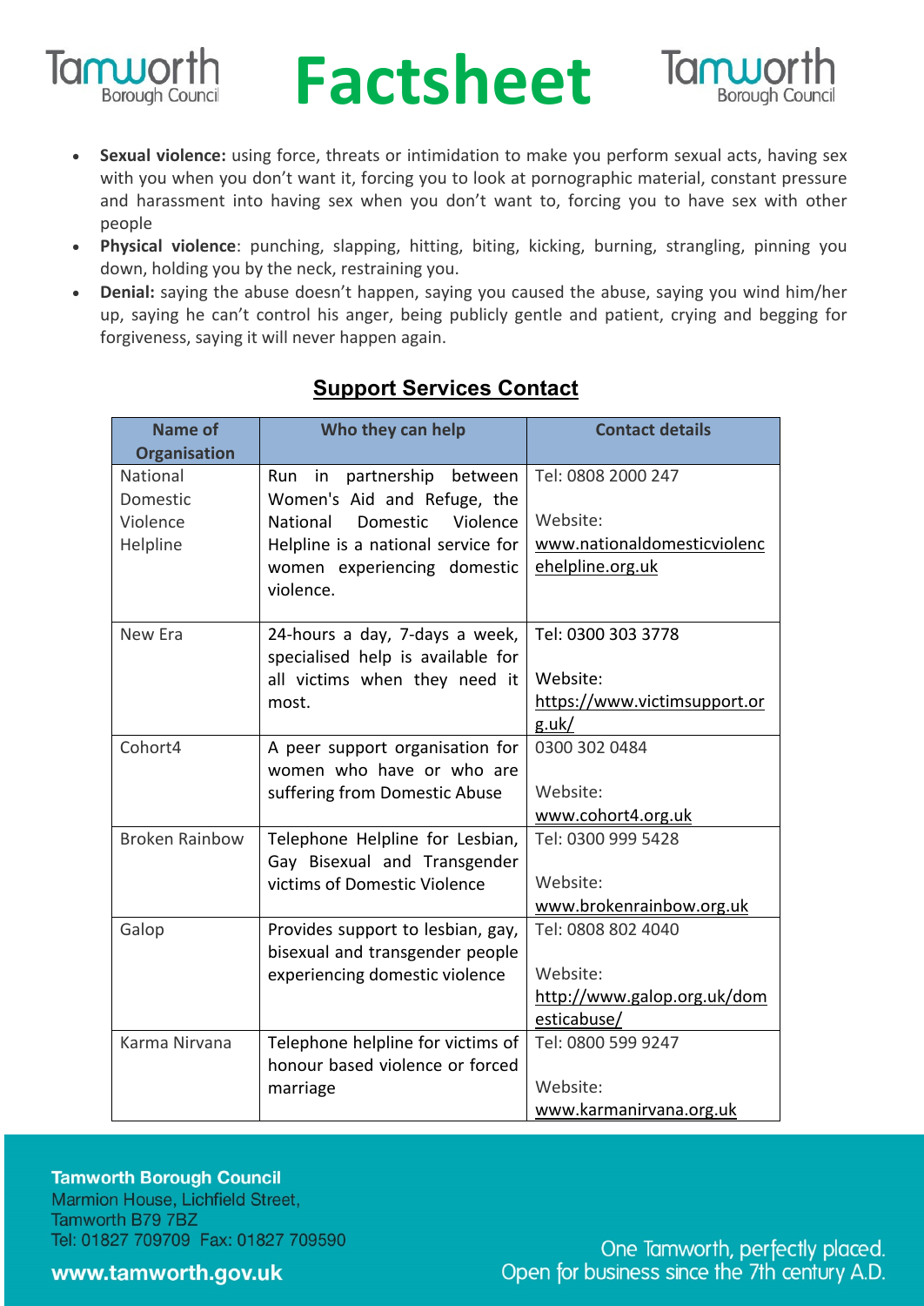- **Sexual violence:** using force, threats or intimidation to make you perform sexual acts, having sex with you when you don't want it, forcing you to look at pornographic material, constant pressure and harassment into having sex when you don't want to, forcing you to have sex with other people
- **Physical violence**: punching, slapping, hitting, biting, kicking, burning, strangling, pinning you down, holding you by the neck, restraining you.
- **Denial:** saying the abuse doesn't happen, saying you caused the abuse, saying you wind him/her up, saying he can't control his anger, being publicly gentle and patient, crying and begging for forgiveness, saying it will never happen again.

## Support Services Contact

| Name of Organisation | Who they can help | Contact details |
|---|---|---|
| National Domestic Violence Helpline | Run in partnership between Women's Aid and Refuge, the National Domestic Violence Helpline is a national service for women experiencing domestic violence. | Tel: 0808 2000 247<br><br>Website: www.nationaldomesticviolencehelpline.org.uk |
| New Era | 24-hours a day, 7-days a week, specialised help is available for all victims when they need it most. | Tel: 0300 303 3778<br><br>Website: https://www.victimsupport.org.uk/ |
| Cohort4 | A peer support organisation for women who have or who are suffering from Domestic Abuse | 0300 302 0484<br><br>Website: www.cohort4.org.uk |
| Broken Rainbow | Telephone Helpline for Lesbian, Gay Bisexual and Transgender victims of Domestic Violence | Tel: 0300 999 5428<br><br>Website: www.brokenrainbow.org.uk |
| Galop | Provides support to lesbian, gay, bisexual and transgender people experiencing domestic violence | Tel: 0808 802 4040<br><br>Website: http://www.galop.org.uk/domesticabuse/ |
| Karma Nirvana | Telephone helpline for victims of honour based violence or forced marriage | Tel: 0800 599 9247<br><br>Website: www.karmanirvana.org.uk |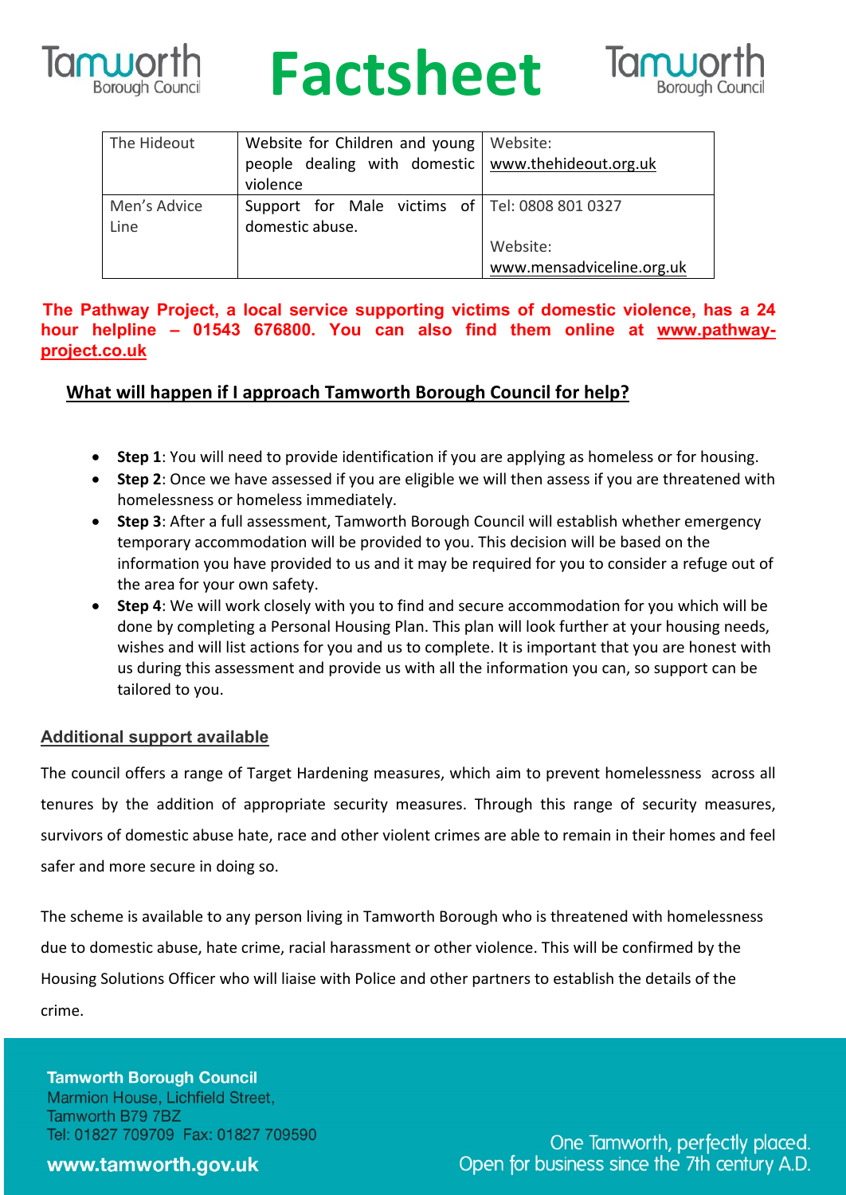| The Hideout | Website for Children and young people dealing with domestic violence | Website: www.thehideout.org.uk |
|---|---|---|
| Men's Advice Line | Support for Male victims of domestic abuse. | Tel: 0808 801 0327<br><br>Website: www.mensadviceline.org.uk |

**The Pathway Project, a local service supporting victims of domestic violence, has a 24 hour helpline – 01543 676800. You can also find them online at www.pathway-project.co.uk**

## What will happen if I approach Tamworth Borough Council for help?

- **Step 1**: You will need to provide identification if you are applying as homeless or for housing.
- **Step 2**: Once we have assessed if you are eligible we will then assess if you are threatened with homelessness or homeless immediately.
- **Step 3**: After a full assessment, Tamworth Borough Council will establish whether emergency temporary accommodation will be provided to you. This decision will be based on the information you have provided to us and it may be required for you to consider a refuge out of the area for your own safety.
- **Step 4**: We will work closely with you to find and secure accommodation for you which will be done by completing a Personal Housing Plan. This plan will look further at your housing needs, wishes and will list actions for you and us to complete. It is important that you are honest with us during this assessment and provide us with all the information you can, so support can be tailored to you.

## Additional support available

The council offers a range of Target Hardening measures, which aim to prevent homelessness across all tenures by the addition of appropriate security measures. Through this range of security measures, survivors of domestic abuse hate, race and other violent crimes are able to remain in their homes and feel safer and more secure in doing so.

The scheme is available to any person living in Tamworth Borough who is threatened with homelessness due to domestic abuse, hate crime, racial harassment or other violence. This will be confirmed by the Housing Solutions Officer who will liaise with Police and other partners to establish the details of the crime.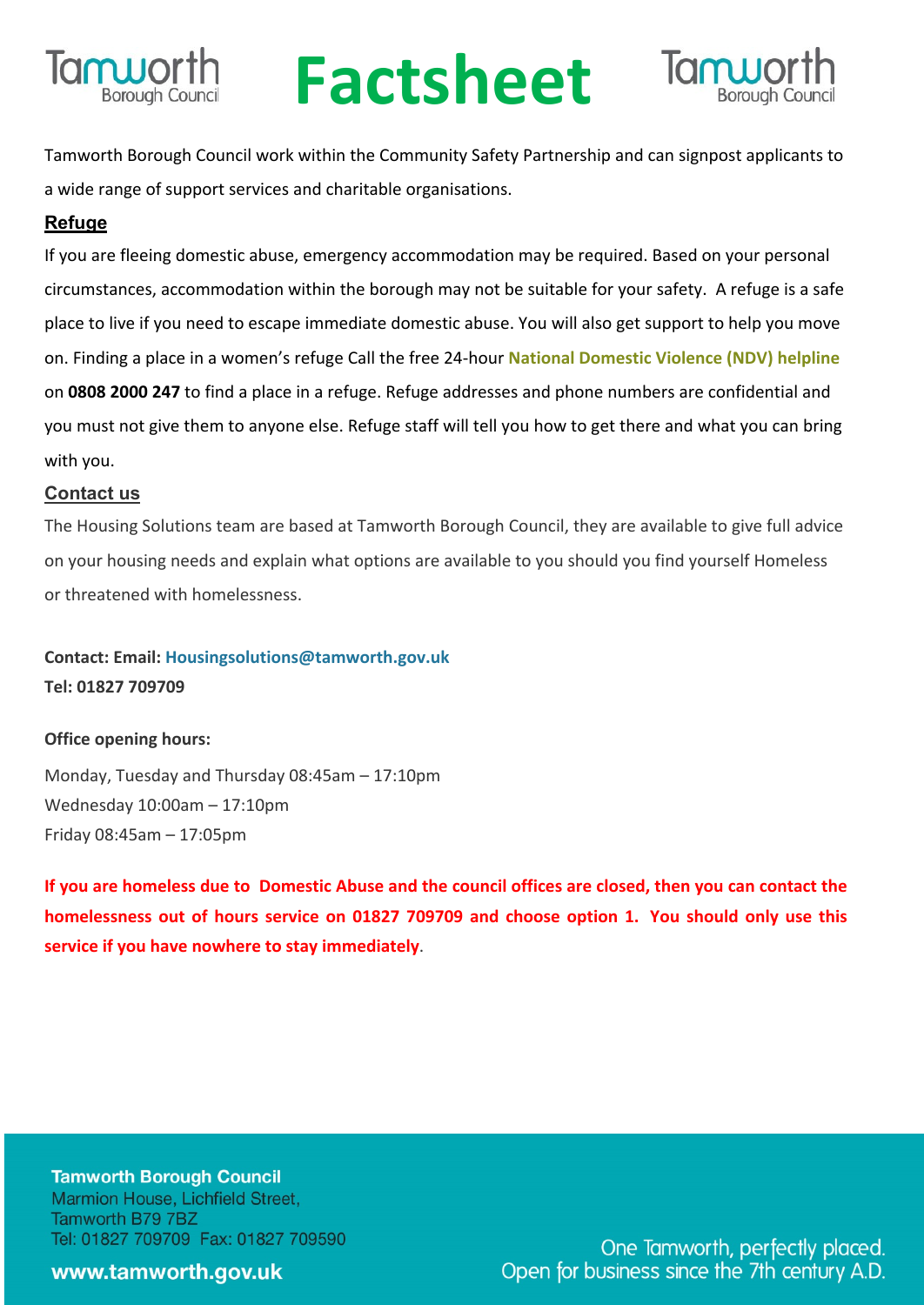# Factsheet

Tamworth Borough Council work within the Community Safety Partnership and can signpost applicants to a wide range of support services and charitable organisations.

## Refuge

If you are fleeing domestic abuse, emergency accommodation may be required. Based on your personal circumstances, accommodation within the borough may not be suitable for your safety. A refuge is a safe place to live if you need to escape immediate domestic abuse. You will also get support to help you move on. Finding a place in a women's refuge Call the free 24-hour **National Domestic Violence (NDV) helpline** on **0808 2000 247** to find a place in a refuge. Refuge addresses and phone numbers are confidential and you must not give them to anyone else. Refuge staff will tell you how to get there and what you can bring with you.

## Contact us

The Housing Solutions team are based at Tamworth Borough Council, they are available to give full advice on your housing needs and explain what options are available to you should you find yourself Homeless or threatened with homelessness.

**Contact: Email: Housingsolutions@tamworth.gov.uk**
**Tel: 01827 709709**

**Office opening hours:**

Monday, Tuesday and Thursday 08:45am – 17:10pm
Wednesday 10:00am – 17:10pm
Friday 08:45am – 17:05pm

**If you are homeless due to Domestic Abuse and the council offices are closed, then you can contact the homelessness out of hours service on 01827 709709 and choose option 1. You should only use this service if you have nowhere to stay immediately**.

**Tamworth Borough Council**
Marmion House, Lichfield Street,
Tamworth B79 7BZ
Tel: 01827 709709 Fax: 01827 709590

**www.tamworth.gov.uk**

One Tamworth, perfectly placed.
Open for business since the 7th century A.D.